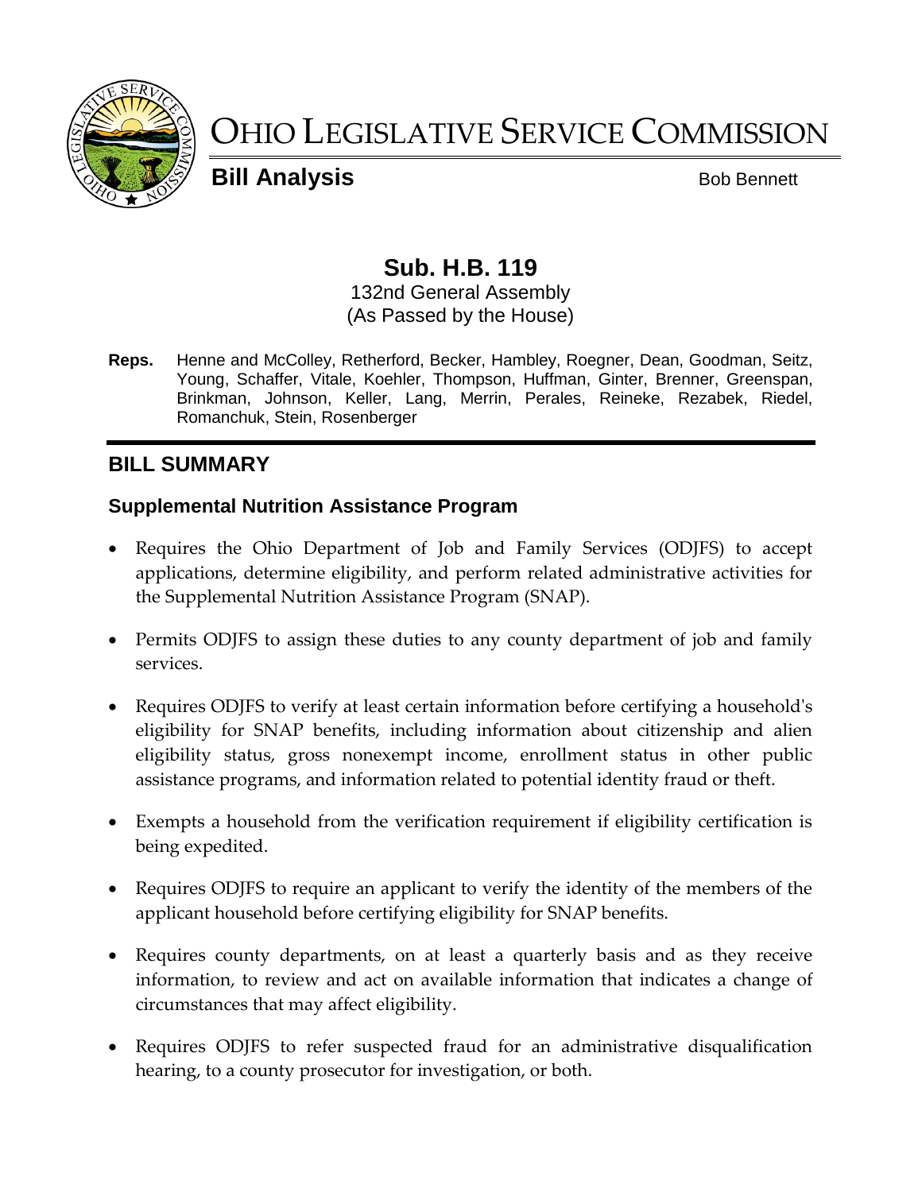# OHIO LEGISLATIVE SERVICE COMMISSION

**Bill Analysis** Bob Bennett

## Sub. H.B. 119

132nd General Assembly
(As Passed by the House)

**Reps.** Henne and McColley, Retherford, Becker, Hambley, Roegner, Dean, Goodman, Seitz, Young, Schaffer, Vitale, Koehler, Thompson, Huffman, Ginter, Brenner, Greenspan, Brinkman, Johnson, Keller, Lang, Merrin, Perales, Reineke, Rezabek, Riedel, Romanchuk, Stein, Rosenberger

## BILL SUMMARY

### Supplemental Nutrition Assistance Program

- Requires the Ohio Department of Job and Family Services (ODJFS) to accept applications, determine eligibility, and perform related administrative activities for the Supplemental Nutrition Assistance Program (SNAP).
- Permits ODJFS to assign these duties to any county department of job and family services.
- Requires ODJFS to verify at least certain information before certifying a household's eligibility for SNAP benefits, including information about citizenship and alien eligibility status, gross nonexempt income, enrollment status in other public assistance programs, and information related to potential identity fraud or theft.
- Exempts a household from the verification requirement if eligibility certification is being expedited.
- Requires ODJFS to require an applicant to verify the identity of the members of the applicant household before certifying eligibility for SNAP benefits.
- Requires county departments, on at least a quarterly basis and as they receive information, to review and act on available information that indicates a change of circumstances that may affect eligibility.
- Requires ODJFS to refer suspected fraud for an administrative disqualification hearing, to a county prosecutor for investigation, or both.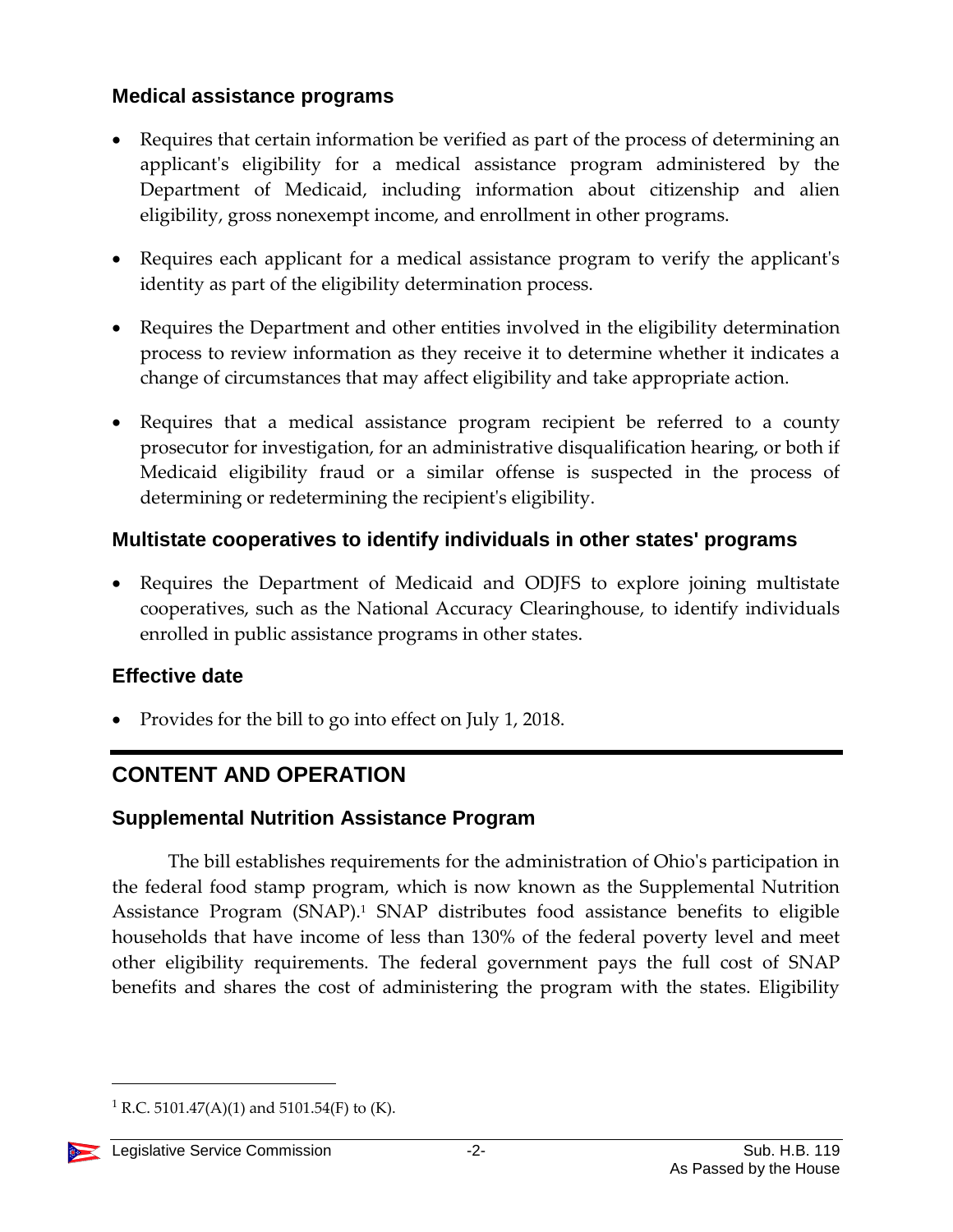### Medical assistance programs

- Requires that certain information be verified as part of the process of determining an applicant's eligibility for a medical assistance program administered by the Department of Medicaid, including information about citizenship and alien eligibility, gross nonexempt income, and enrollment in other programs.
- Requires each applicant for a medical assistance program to verify the applicant's identity as part of the eligibility determination process.
- Requires the Department and other entities involved in the eligibility determination process to review information as they receive it to determine whether it indicates a change of circumstances that may affect eligibility and take appropriate action.
- Requires that a medical assistance program recipient be referred to a county prosecutor for investigation, for an administrative disqualification hearing, or both if Medicaid eligibility fraud or a similar offense is suspected in the process of determining or redetermining the recipient's eligibility.

### Multistate cooperatives to identify individuals in other states' programs

- Requires the Department of Medicaid and ODJFS to explore joining multistate cooperatives, such as the National Accuracy Clearinghouse, to identify individuals enrolled in public assistance programs in other states.

### Effective date

- Provides for the bill to go into effect on July 1, 2018.

## CONTENT AND OPERATION

### Supplemental Nutrition Assistance Program

The bill establishes requirements for the administration of Ohio's participation in the federal food stamp program, which is now known as the Supplemental Nutrition Assistance Program (SNAP).[1] SNAP distributes food assistance benefits to eligible households that have income of less than 130% of the federal poverty level and meet other eligibility requirements. The federal government pays the full cost of SNAP benefits and shares the cost of administering the program with the states. Eligibility

[1] R.C. 5101.47(A)(1) and 5101.54(F) to (K).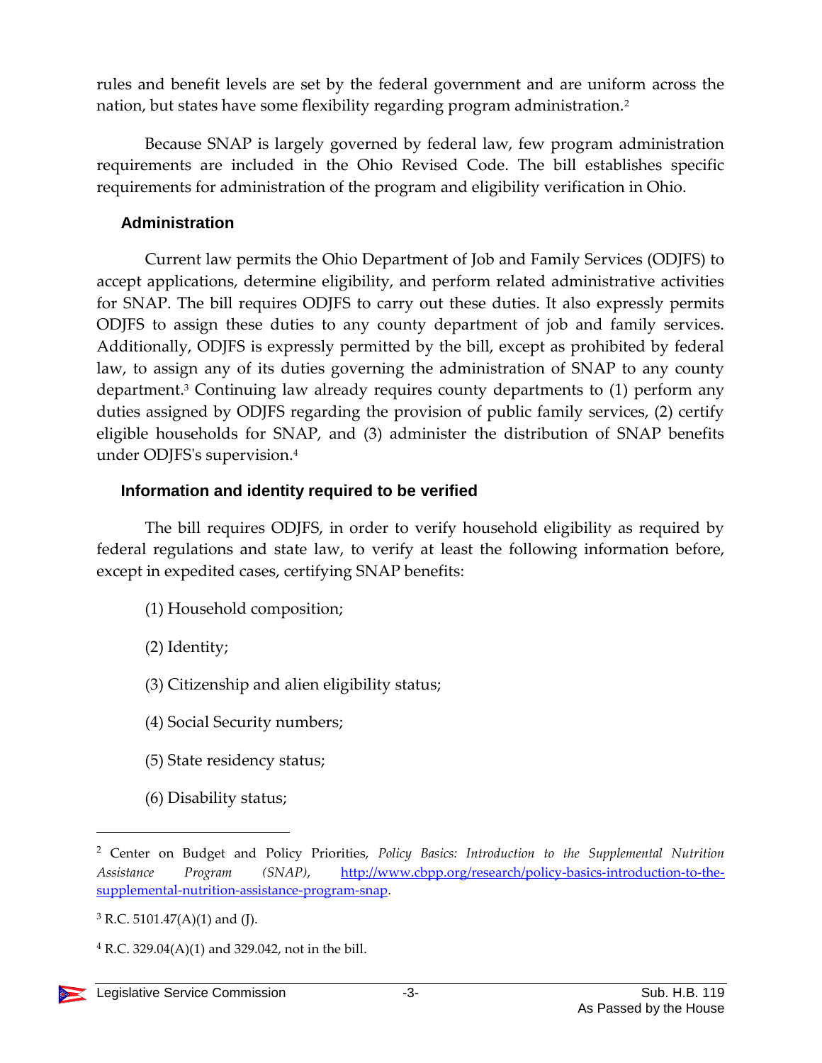rules and benefit levels are set by the federal government and are uniform across the nation, but states have some flexibility regarding program administration.[2]

Because SNAP is largely governed by federal law, few program administration requirements are included in the Ohio Revised Code. The bill establishes specific requirements for administration of the program and eligibility verification in Ohio.

## Administration

Current law permits the Ohio Department of Job and Family Services (ODJFS) to accept applications, determine eligibility, and perform related administrative activities for SNAP. The bill requires ODJFS to carry out these duties. It also expressly permits ODJFS to assign these duties to any county department of job and family services. Additionally, ODJFS is expressly permitted by the bill, except as prohibited by federal law, to assign any of its duties governing the administration of SNAP to any county department.[3] Continuing law already requires county departments to (1) perform any duties assigned by ODJFS regarding the provision of public family services, (2) certify eligible households for SNAP, and (3) administer the distribution of SNAP benefits under ODJFS's supervision.[4]

## Information and identity required to be verified

The bill requires ODJFS, in order to verify household eligibility as required by federal regulations and state law, to verify at least the following information before, except in expedited cases, certifying SNAP benefits:

(1) Household composition;

(2) Identity;

(3) Citizenship and alien eligibility status;

(4) Social Security numbers;

(5) State residency status;

(6) Disability status;

---

[2] Center on Budget and Policy Priorities, *Policy Basics: Introduction to the Supplemental Nutrition Assistance Program (SNAP)*, http://www.cbpp.org/research/policy-basics-introduction-to-the-supplemental-nutrition-assistance-program-snap.

[3] R.C. 5101.47(A)(1) and (J).

[4] R.C. 329.04(A)(1) and 329.042, not in the bill.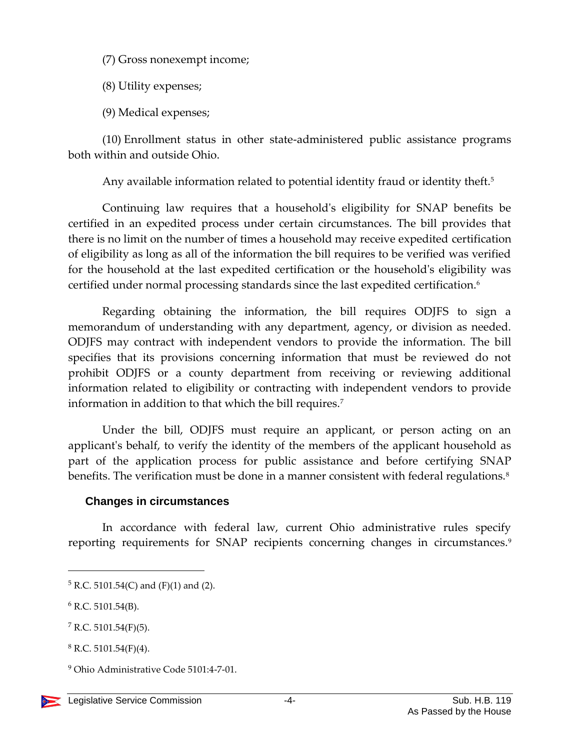(7) Gross nonexempt income;

(8) Utility expenses;

(9) Medical expenses;

(10) Enrollment status in other state-administered public assistance programs both within and outside Ohio.

Any available information related to potential identity fraud or identity theft.[5]

Continuing law requires that a household's eligibility for SNAP benefits be certified in an expedited process under certain circumstances. The bill provides that there is no limit on the number of times a household may receive expedited certification of eligibility as long as all of the information the bill requires to be verified was verified for the household at the last expedited certification or the household's eligibility was certified under normal processing standards since the last expedited certification.[6]

Regarding obtaining the information, the bill requires ODJFS to sign a memorandum of understanding with any department, agency, or division as needed. ODJFS may contract with independent vendors to provide the information. The bill specifies that its provisions concerning information that must be reviewed do not prohibit ODJFS or a county department from receiving or reviewing additional information related to eligibility or contracting with independent vendors to provide information in addition to that which the bill requires.[7]

Under the bill, ODJFS must require an applicant, or person acting on an applicant's behalf, to verify the identity of the members of the applicant household as part of the application process for public assistance and before certifying SNAP benefits. The verification must be done in a manner consistent with federal regulations.[8]

### Changes in circumstances

In accordance with federal law, current Ohio administrative rules specify reporting requirements for SNAP recipients concerning changes in circumstances.[9]

---

[5] R.C. 5101.54(C) and (F)(1) and (2).

[6] R.C. 5101.54(B).

[7] R.C. 5101.54(F)(5).

[8] R.C. 5101.54(F)(4).

[9] Ohio Administrative Code 5101:4-7-01.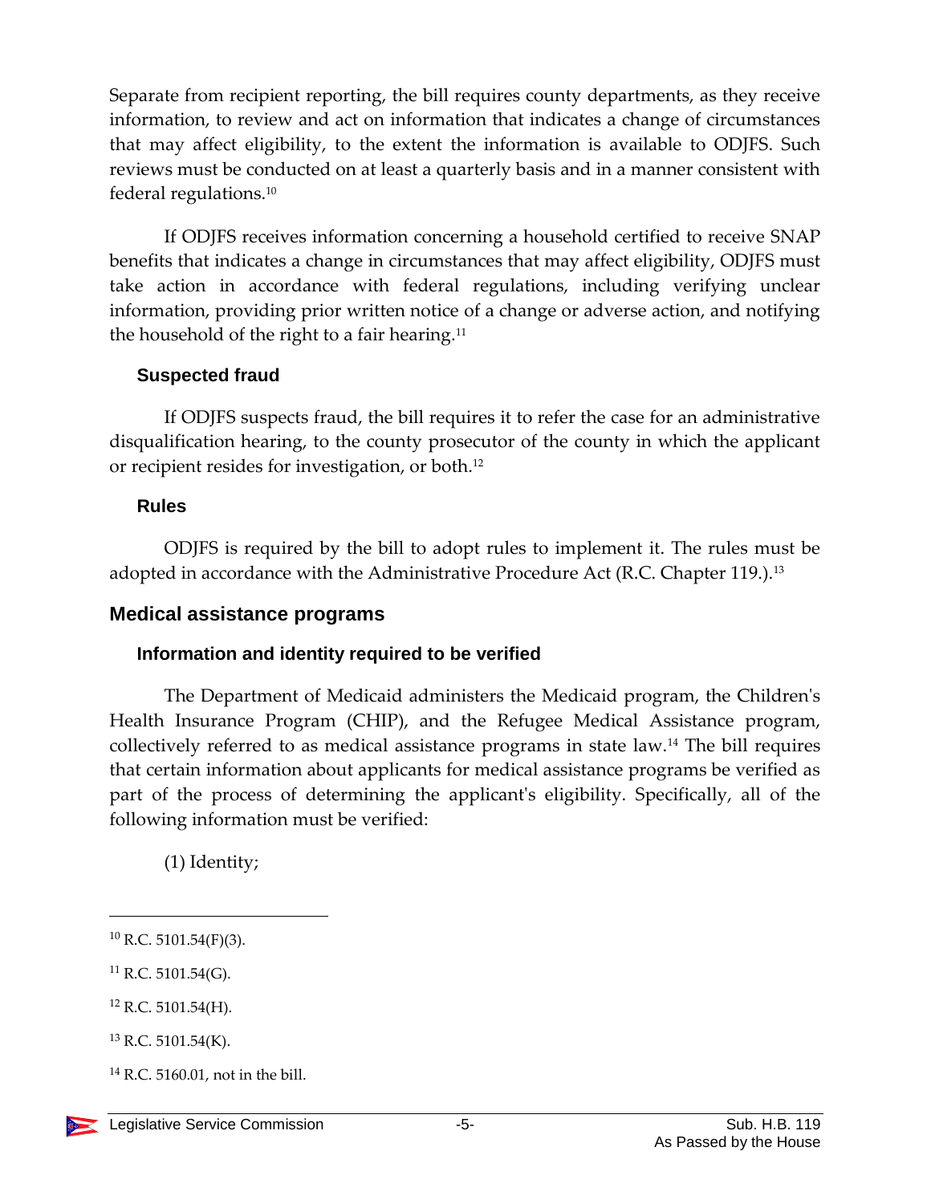Separate from recipient reporting, the bill requires county departments, as they receive information, to review and act on information that indicates a change of circumstances that may affect eligibility, to the extent the information is available to ODJFS. Such reviews must be conducted on at least a quarterly basis and in a manner consistent with federal regulations.[10]

If ODJFS receives information concerning a household certified to receive SNAP benefits that indicates a change in circumstances that may affect eligibility, ODJFS must take action in accordance with federal regulations, including verifying unclear information, providing prior written notice of a change or adverse action, and notifying the household of the right to a fair hearing.[11]

### Suspected fraud

If ODJFS suspects fraud, the bill requires it to refer the case for an administrative disqualification hearing, to the county prosecutor of the county in which the applicant or recipient resides for investigation, or both.[12]

### Rules

ODJFS is required by the bill to adopt rules to implement it. The rules must be adopted in accordance with the Administrative Procedure Act (R.C. Chapter 119.).[13]

## Medical assistance programs

### Information and identity required to be verified

The Department of Medicaid administers the Medicaid program, the Children's Health Insurance Program (CHIP), and the Refugee Medical Assistance program, collectively referred to as medical assistance programs in state law.[14] The bill requires that certain information about applicants for medical assistance programs be verified as part of the process of determining the applicant's eligibility. Specifically, all of the following information must be verified:

(1) Identity;

---

[10] R.C. 5101.54(F)(3).

[11] R.C. 5101.54(G).

[12] R.C. 5101.54(H).

[13] R.C. 5101.54(K).

[14] R.C. 5160.01, not in the bill.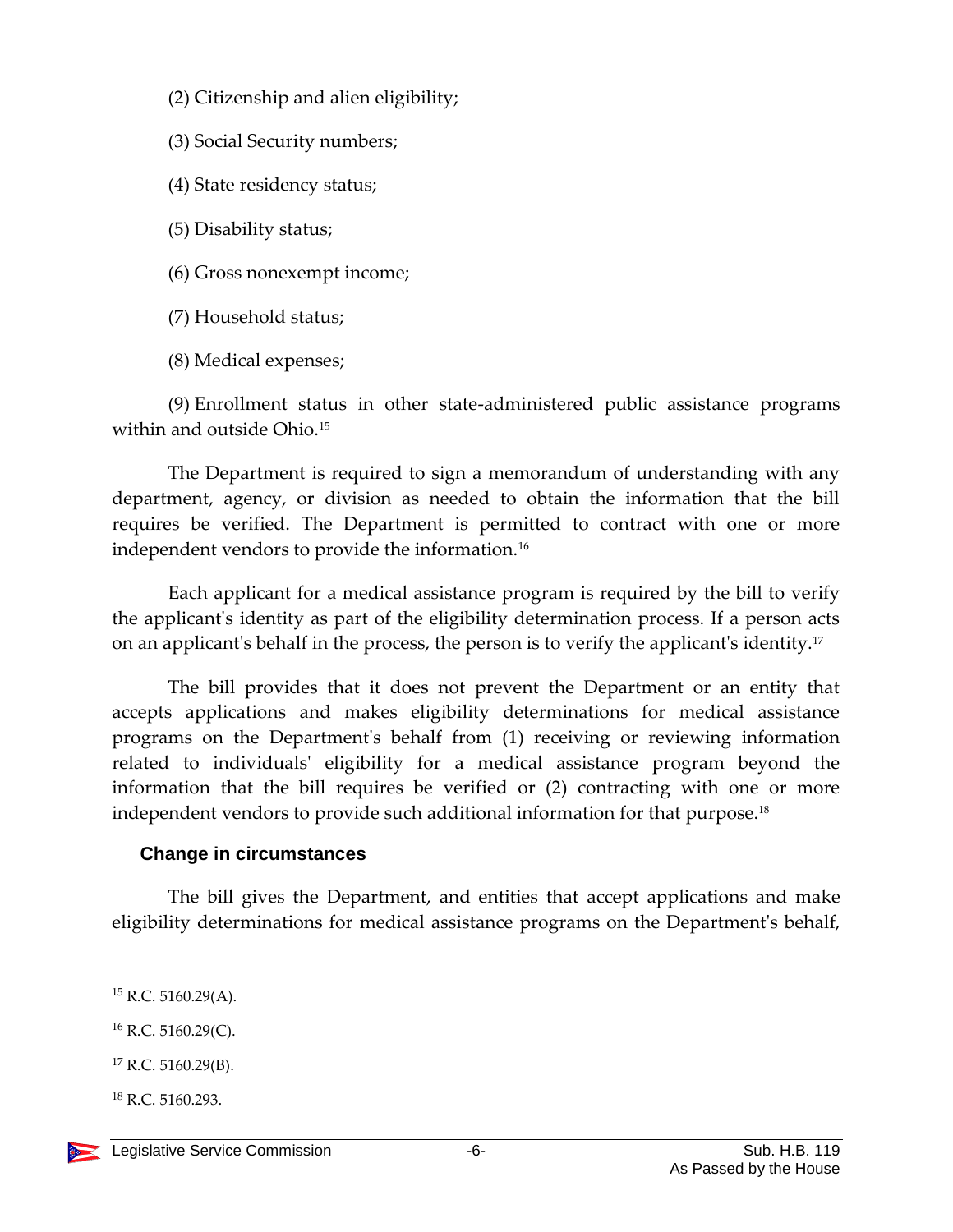(2) Citizenship and alien eligibility;

(3) Social Security numbers;

(4) State residency status;

(5) Disability status;

(6) Gross nonexempt income;

(7) Household status;

(8) Medical expenses;

(9) Enrollment status in other state-administered public assistance programs within and outside Ohio.[15]

The Department is required to sign a memorandum of understanding with any department, agency, or division as needed to obtain the information that the bill requires be verified. The Department is permitted to contract with one or more independent vendors to provide the information.[16]

Each applicant for a medical assistance program is required by the bill to verify the applicant's identity as part of the eligibility determination process. If a person acts on an applicant's behalf in the process, the person is to verify the applicant's identity.[17]

The bill provides that it does not prevent the Department or an entity that accepts applications and makes eligibility determinations for medical assistance programs on the Department's behalf from (1) receiving or reviewing information related to individuals' eligibility for a medical assistance program beyond the information that the bill requires be verified or (2) contracting with one or more independent vendors to provide such additional information for that purpose.[18]

### Change in circumstances

The bill gives the Department, and entities that accept applications and make eligibility determinations for medical assistance programs on the Department's behalf,

---

[15] R.C. 5160.29(A).

[16] R.C. 5160.29(C).

[17] R.C. 5160.29(B).

[18] R.C. 5160.293.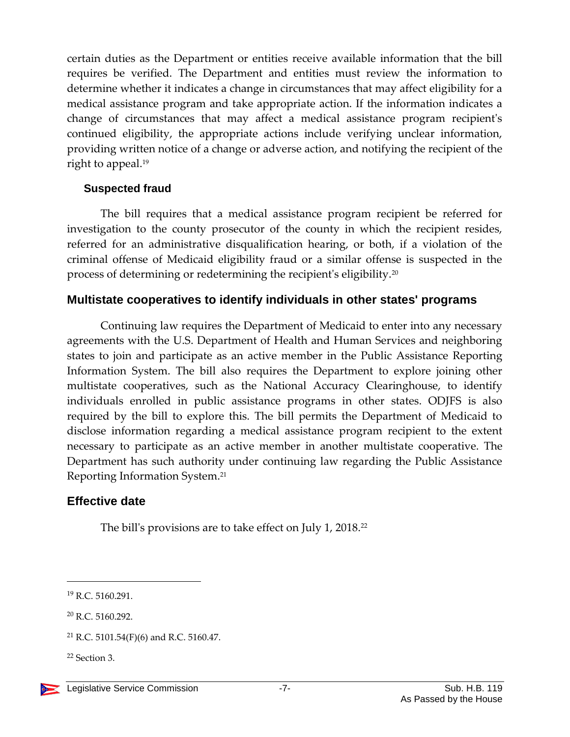certain duties as the Department or entities receive available information that the bill requires be verified. The Department and entities must review the information to determine whether it indicates a change in circumstances that may affect eligibility for a medical assistance program and take appropriate action. If the information indicates a change of circumstances that may affect a medical assistance program recipient's continued eligibility, the appropriate actions include verifying unclear information, providing written notice of a change or adverse action, and notifying the recipient of the right to appeal.[19]

### Suspected fraud

The bill requires that a medical assistance program recipient be referred for investigation to the county prosecutor of the county in which the recipient resides, referred for an administrative disqualification hearing, or both, if a violation of the criminal offense of Medicaid eligibility fraud or a similar offense is suspected in the process of determining or redetermining the recipient's eligibility.[20]

## Multistate cooperatives to identify individuals in other states' programs

Continuing law requires the Department of Medicaid to enter into any necessary agreements with the U.S. Department of Health and Human Services and neighboring states to join and participate as an active member in the Public Assistance Reporting Information System. The bill also requires the Department to explore joining other multistate cooperatives, such as the National Accuracy Clearinghouse, to identify individuals enrolled in public assistance programs in other states. ODJFS is also required by the bill to explore this. The bill permits the Department of Medicaid to disclose information regarding a medical assistance program recipient to the extent necessary to participate as an active member in another multistate cooperative. The Department has such authority under continuing law regarding the Public Assistance Reporting Information System.[21]

## Effective date

The bill's provisions are to take effect on July 1, 2018.[22]

---

[19] R.C. 5160.291.

[20] R.C. 5160.292.

[21] R.C. 5101.54(F)(6) and R.C. 5160.47.

[22] Section 3.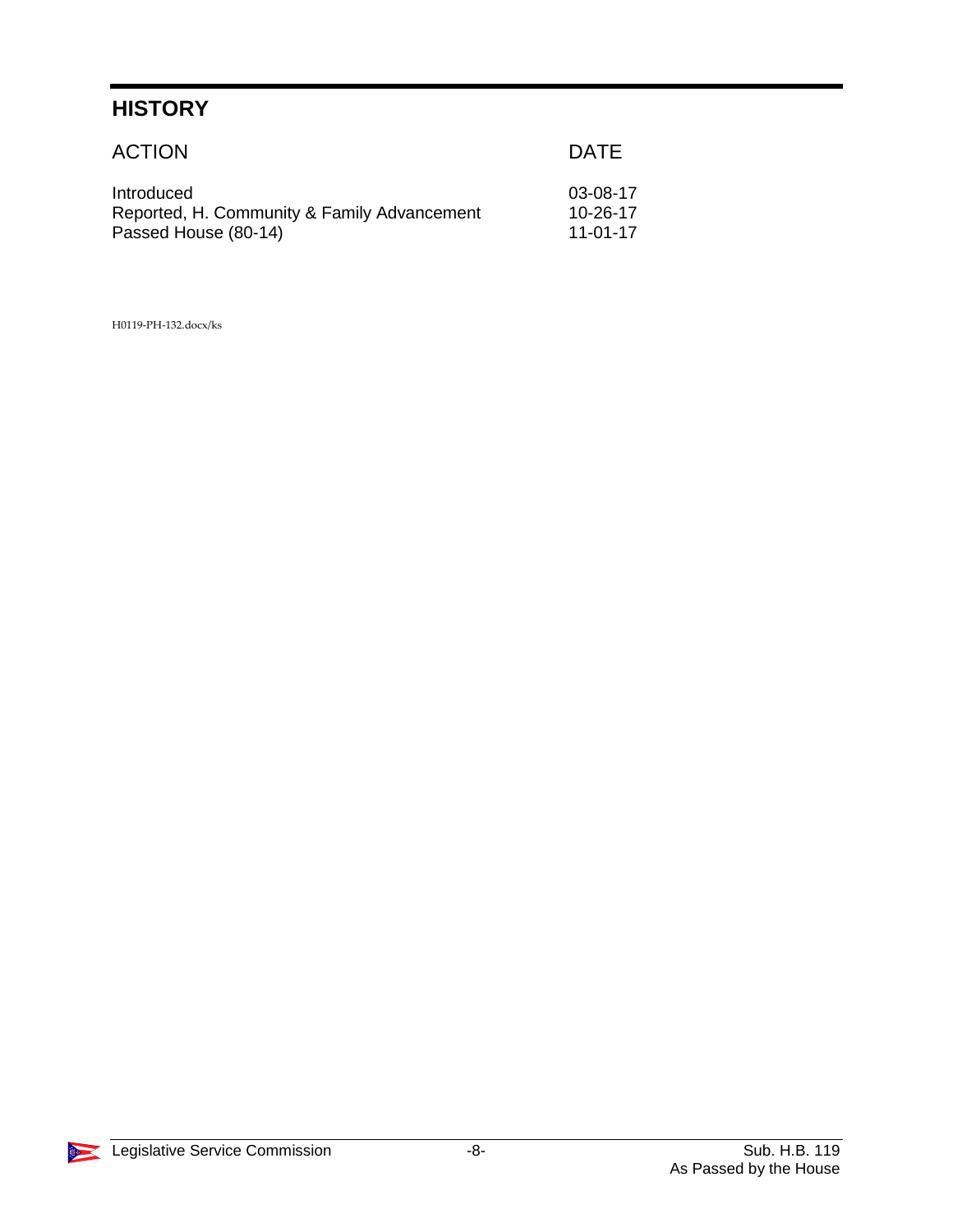## HISTORY

| ACTION | DATE |
| --- | --- |
| Introduced | 03-08-17 |
| Reported, H. Community & Family Advancement | 10-26-17 |
| Passed House (80-14) | 11-01-17 |

H0119-PH-132.docx/ks